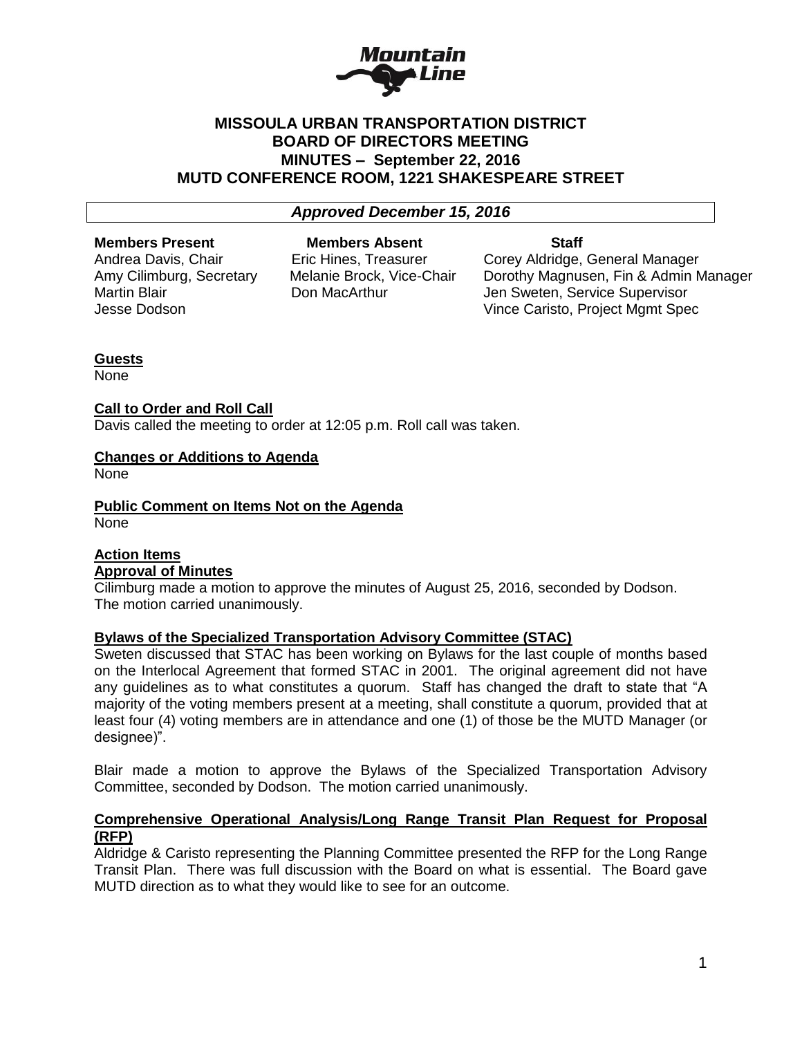# MISSOULA URBAN TRANSPORTATION DISTRICT
# BOARD OF DIRECTORS MEETING
# MINUTES – September 22, 2016
# MUTD CONFERENCE ROOM, 1221 SHAKESPEARE STREET

***Approved December 15, 2016***

| **Members Present** | **Members Absent** | **Staff** |
|---|---|---|
| Andrea Davis, Chair | Eric Hines, Treasurer | Corey Aldridge, General Manager |
| Amy Cilimburg, Secretary | Melanie Brock, Vice-Chair | Dorothy Magnusen, Fin & Admin Manager |
| Martin Blair | Don MacArthur | Jen Sweten, Service Supervisor |
| Jesse Dodson | | Vince Caristo, Project Mgmt Spec |

**Guests**

None

**Call to Order and Roll Call**

Davis called the meeting to order at 12:05 p.m. Roll call was taken.

**Changes or Additions to Agenda**

None

**Public Comment on Items Not on the Agenda**

None

**Action Items**

**Approval of Minutes**

Cilimburg made a motion to approve the minutes of August 25, 2016, seconded by Dodson. The motion carried unanimously.

**Bylaws of the Specialized Transportation Advisory Committee (STAC)**

Sweten discussed that STAC has been working on Bylaws for the last couple of months based on the Interlocal Agreement that formed STAC in 2001. The original agreement did not have any guidelines as to what constitutes a quorum. Staff has changed the draft to state that "A majority of the voting members present at a meeting, shall constitute a quorum, provided that at least four (4) voting members are in attendance and one (1) of those be the MUTD Manager (or designee)".

Blair made a motion to approve the Bylaws of the Specialized Transportation Advisory Committee, seconded by Dodson. The motion carried unanimously.

**Comprehensive Operational Analysis/Long Range Transit Plan Request for Proposal (RFP)**

Aldridge & Caristo representing the Planning Committee presented the RFP for the Long Range Transit Plan. There was full discussion with the Board on what is essential. The Board gave MUTD direction as to what they would like to see for an outcome.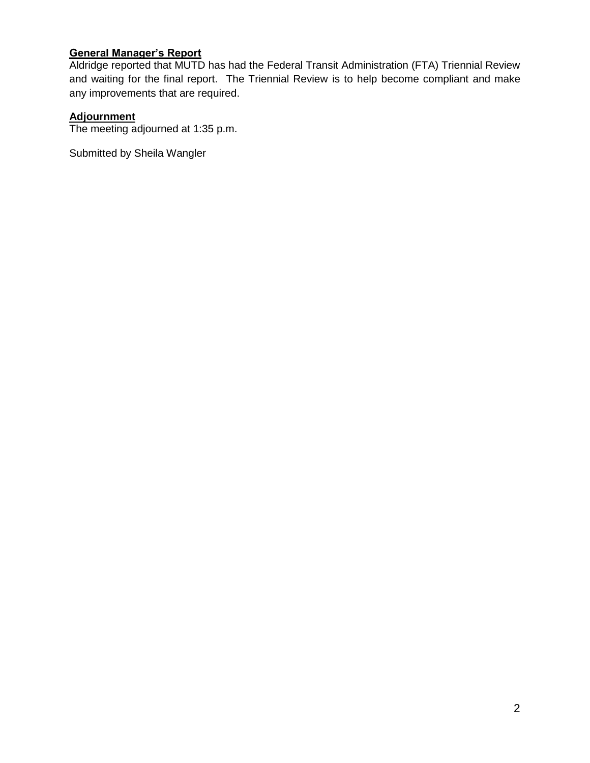**General Manager's Report**

Aldridge reported that MUTD has had the Federal Transit Administration (FTA) Triennial Review and waiting for the final report. The Triennial Review is to help become compliant and make any improvements that are required.

**Adjournment**

The meeting adjourned at 1:35 p.m.

Submitted by Sheila Wangler